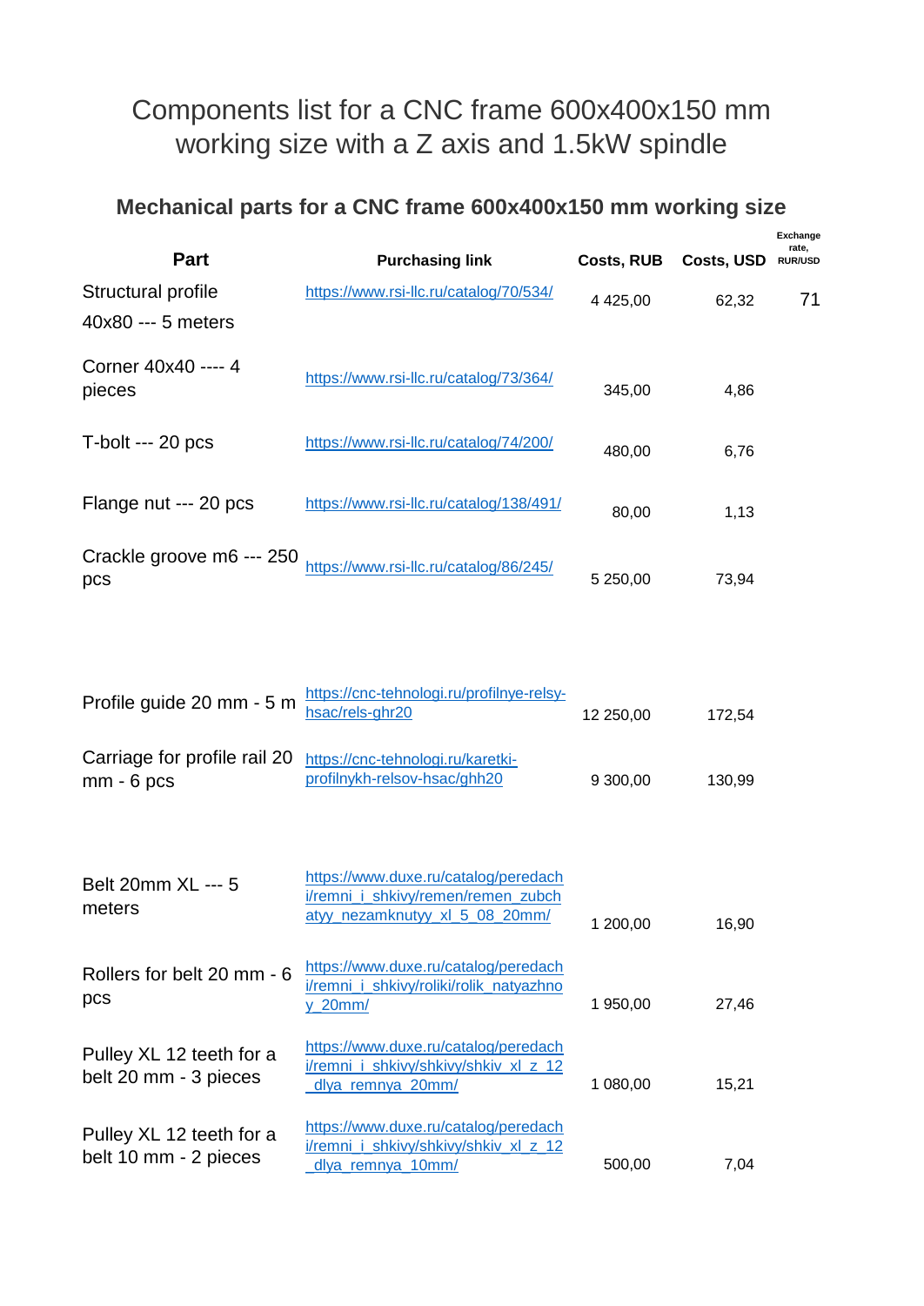# Components list for a CNC frame 600x400x150 mm working size with a Z axis and 1.5kW spindle

## Mechanical parts for a CNC frame 600x400x150 mm working size

| Part | Purchasing link | Costs, RUB | Costs, USD | Exchange rate, RUR/USD |
|---|---|---|---|---|
| Structural profile 40x80 --- 5 meters | https://www.rsi-llc.ru/catalog/70/534/ | 4 425,00 | 62,32 | 71 |
| Corner 40x40 ---- 4 pieces | https://www.rsi-llc.ru/catalog/73/364/ | 345,00 | 4,86 | |
| T-bolt --- 20 pcs | https://www.rsi-llc.ru/catalog/74/200/ | 480,00 | 6,76 | |
| Flange nut --- 20 pcs | https://www.rsi-llc.ru/catalog/138/491/ | 80,00 | 1,13 | |
| Crackle groove m6 --- 250 pcs | https://www.rsi-llc.ru/catalog/86/245/ | 5 250,00 | 73,94 | |
| | | | | |
| Profile guide 20 mm - 5 m | https://cnc-tehnologi.ru/profilnye-relsy-hsac/rels-ghr20 | 12 250,00 | 172,54 | |
| Carriage for profile rail 20 mm - 6 pcs | https://cnc-tehnologi.ru/karetki-profilnykh-relsov-hsac/ghh20 | 9 300,00 | 130,99 | |
| | | | | |
| Belt 20mm XL --- 5 meters | https://www.duxe.ru/catalog/peredachi/remni_i_shkivy/remen/remen_zubchatyy_nezamknutyy_xl_5_08_20mm/ | 1 200,00 | 16,90 | |
| Rollers for belt 20 mm - 6 pcs | https://www.duxe.ru/catalog/peredachi/remni_i_shkivy/roliki/rolik_natyazhnoy_20mm/ | 1 950,00 | 27,46 | |
| Pulley XL 12 teeth for a belt 20 mm - 3 pieces | https://www.duxe.ru/catalog/peredachi/remni_i_shkivy/shkivy/shkiv_xl_z_12_dlya_remnya_20mm/ | 1 080,00 | 15,21 | |
| Pulley XL 12 teeth for a belt 10 mm - 2 pieces | https://www.duxe.ru/catalog/peredachi/remni_i_shkivy/shkivy/shkiv_xl_z_12_dlya_remnya_10mm/ | 500,00 | 7,04 | |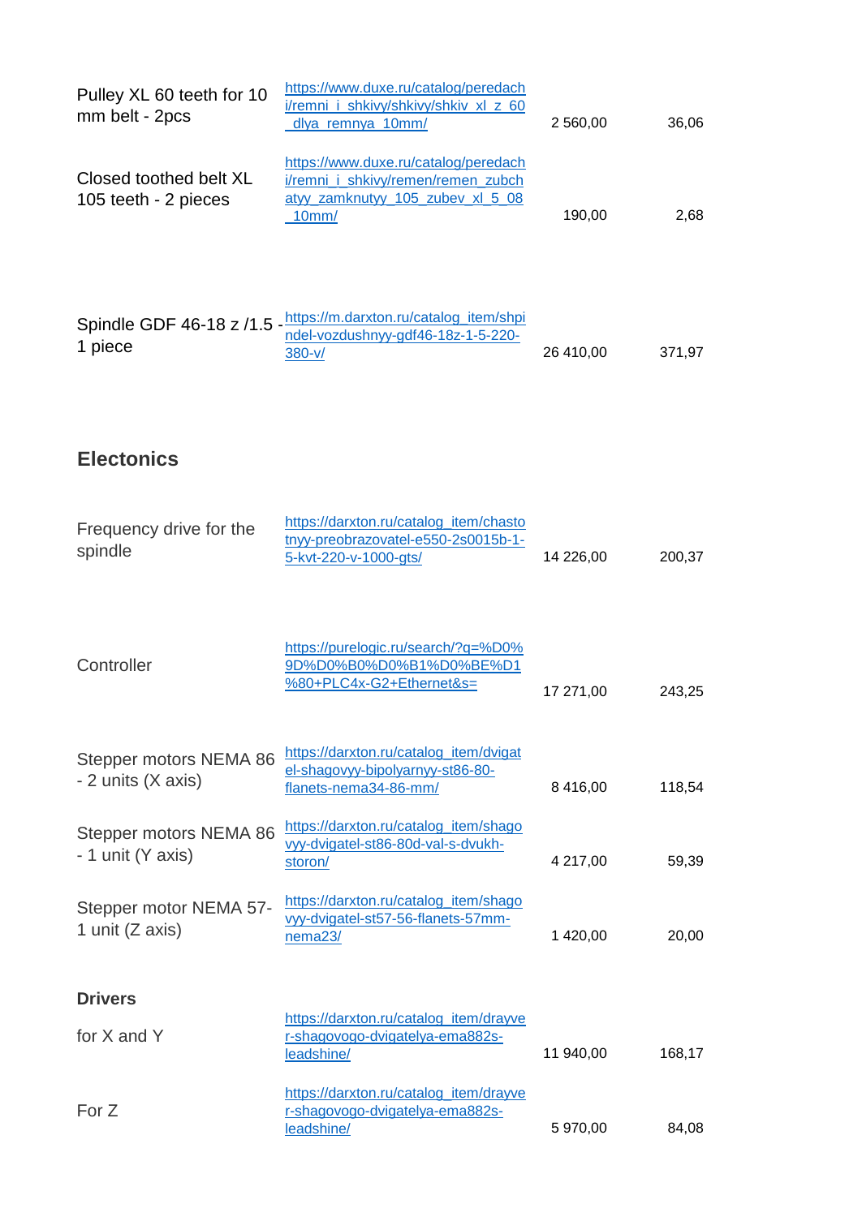| | | | |
|---|---|---|---|
| Pulley XL 60 teeth for 10 mm belt - 2pcs | [https://www.duxe.ru/catalog/peredachi/remni_i_shkivy/shkivy/shkiv_xl_z_60_dlya_remnya_10mm/](https://www.duxe.ru/catalog/peredachi/remni_i_shkivy/shkivy/shkiv_xl_z_60_dlya_remnya_10mm/) | 2 560,00 | 36,06 |
| Closed toothed belt XL 105 teeth - 2 pieces | [https://www.duxe.ru/catalog/peredachi/remni_i_shkivy/remen/remen_zubchatyy_zamknutyy_105_zubev_xl_5_08_10mm/](https://www.duxe.ru/catalog/peredachi/remni_i_shkivy/remen/remen_zubchatyy_zamknutyy_105_zubev_xl_5_08_10mm/) | 190,00 | 2,68 |
| Spindle GDF 46-18 z /1.5 - 1 piece | [https://m.darxton.ru/catalog_item/shpindel-vozdushnyy-gdf46-18z-1-5-220-380-v/](https://m.darxton.ru/catalog_item/shpindel-vozdushnyy-gdf46-18z-1-5-220-380-v/) | 26 410,00 | 371,97 |

## Electonics

| | | | |
|---|---|---|---|
| Frequency drive for the spindle | [https://darxton.ru/catalog_item/chastotnyy-preobrazovatel-e550-2s0015b-1-5-kvt-220-v-1000-gts/](https://darxton.ru/catalog_item/chastotnyy-preobrazovatel-e550-2s0015b-1-5-kvt-220-v-1000-gts/) | 14 226,00 | 200,37 |
| Controller | [https://purelogic.ru/search/?q=%D0%9D%D0%B0%D0%B1%D0%BE%D1%80+PLC4x-G2+Ethernet&s=](https://purelogic.ru/search/?q=%D0%9D%D0%B0%D0%B1%D0%BE%D1%80+PLC4x-G2+Ethernet&s=) | 17 271,00 | 243,25 |
| Stepper motors NEMA 86 - 2 units (X axis) | [https://darxton.ru/catalog_item/dvigatel-shagovyy-bipolyarnyy-st86-80-flanets-nema34-86-mm/](https://darxton.ru/catalog_item/dvigatel-shagovyy-bipolyarnyy-st86-80-flanets-nema34-86-mm/) | 8 416,00 | 118,54 |
| Stepper motors NEMA 86 - 1 unit (Y axis) | [https://darxton.ru/catalog_item/shagovyy-dvigatel-st86-80d-val-s-dvukh-storon/](https://darxton.ru/catalog_item/shagovyy-dvigatel-st86-80d-val-s-dvukh-storon/) | 4 217,00 | 59,39 |
| Stepper motor NEMA 57- 1 unit (Z axis) | [https://darxton.ru/catalog_item/shagovyy-dvigatel-st57-56-flanets-57mm-nema23/](https://darxton.ru/catalog_item/shagovyy-dvigatel-st57-56-flanets-57mm-nema23/) | 1 420,00 | 20,00 |

**Drivers**

| | | | |
|---|---|---|---|
| for X and Y | [https://darxton.ru/catalog_item/drayver-shagovogo-dvigatelya-ema882s-leadshine/](https://darxton.ru/catalog_item/drayver-shagovogo-dvigatelya-ema882s-leadshine/) | 11 940,00 | 168,17 |
| For Z | [https://darxton.ru/catalog_item/drayver-shagovogo-dvigatelya-ema882s-leadshine/](https://darxton.ru/catalog_item/drayver-shagovogo-dvigatelya-ema882s-leadshine/) | 5 970,00 | 84,08 |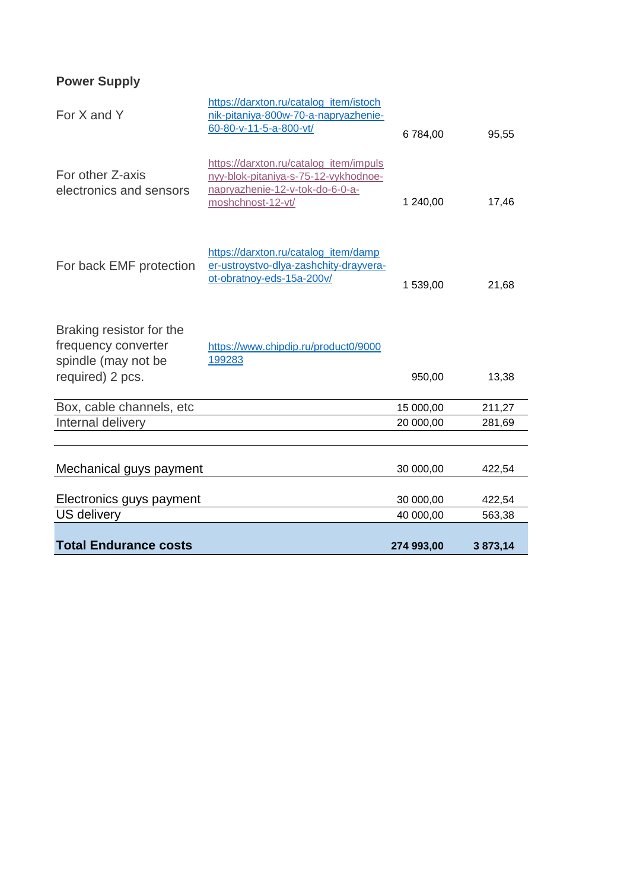**Power Supply**

| | | | |
|---|---|---|---|
| For X and Y | https://darxton.ru/catalog_item/istochnik-pitaniya-800w-70-a-napryazhenie-60-80-v-11-5-a-800-vt/ | 6 784,00 | 95,55 |
| For other Z-axis electronics and sensors | https://darxton.ru/catalog_item/impulsnyy-blok-pitaniya-s-75-12-vykhodnoe-napryazhenie-12-v-tok-do-6-0-a-moshchnost-12-vt/ | 1 240,00 | 17,46 |
| For back EMF protection | https://darxton.ru/catalog_item/damper-ustroystvo-dlya-zashchity-drayvera-ot-obratnoy-eds-15a-200v/ | 1 539,00 | 21,68 |
| Braking resistor for the frequency converter spindle (may not be required) 2 pcs. | https://www.chipdip.ru/product0/9000199283 | 950,00 | 13,38 |
| Box, cable channels, etc | | 15 000,00 | 211,27 |
| Internal delivery | | 20 000,00 | 281,69 |
| | | | |
| Mechanical guys payment | | 30 000,00 | 422,54 |
| Electronics guys payment | | 30 000,00 | 422,54 |
| US delivery | | 40 000,00 | 563,38 |
| **Total Endurance costs** | | **274 993,00** | **3 873,14** |